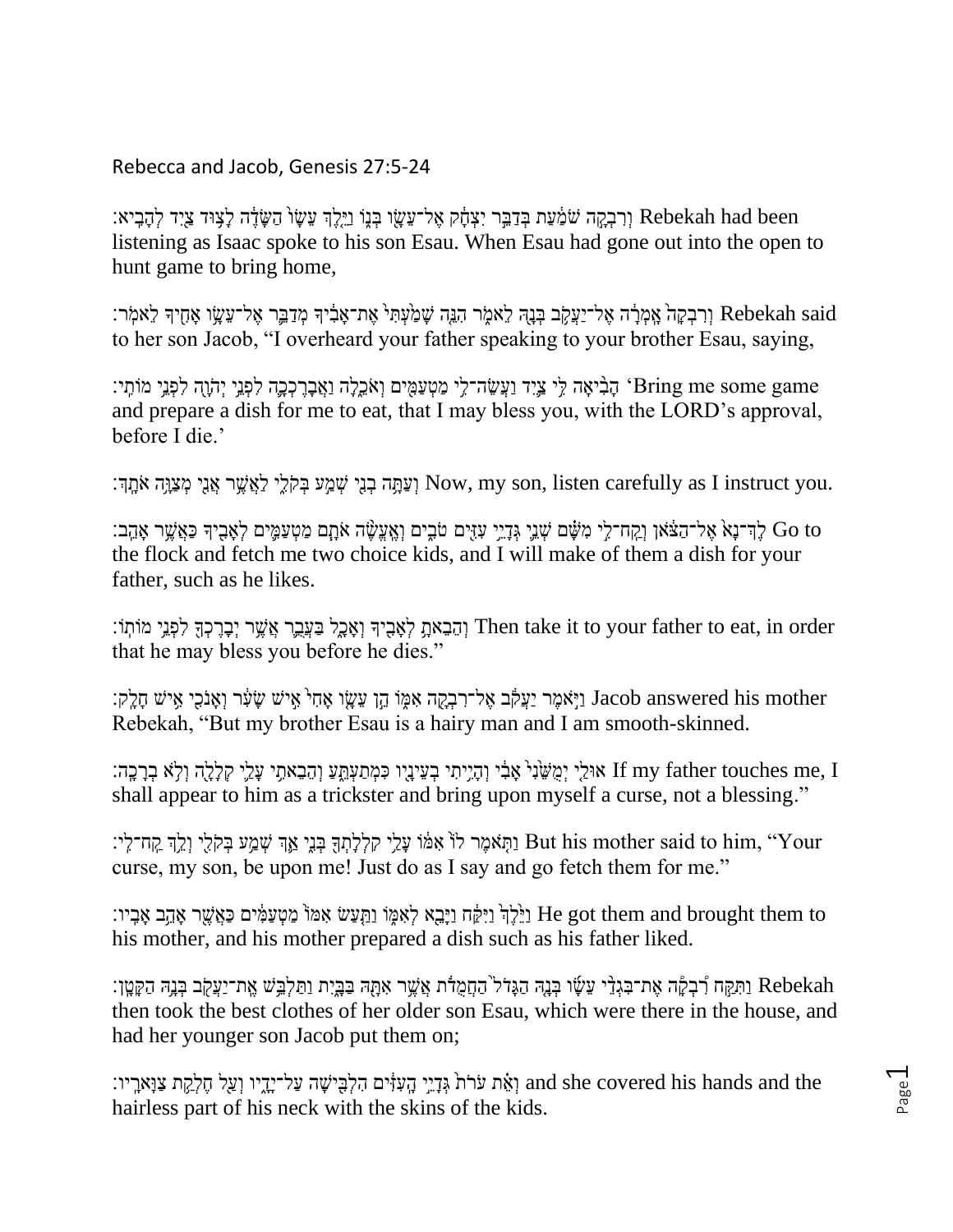Rebecca and Jacob, Genesis 27:5-24

וְרִבְקָה שֹׁמַעַת בְּדַבֵּר יִצְחָק אֶל־עֵשָׂו בְּנוֹ וַיֵּלֶךְ עֵשָׂו הַשָּׂדֶה לָצוּד צַיִד לְהָבִיא׃ Rebekah had been listening as Isaac spoke to his son Esau. When Esau had gone out into the open to hunt game to bring home,

וְרִבְקָה אָמְרָה אֶל־יַעֲקֹב בְּנָהּ לֵאמֹר הִנֵּה שָׁמַעְתִּי אֶת־אָבִיךָ מְדַבֵּר אֶל־עֵשָׂו אָחִיךָ לֵאמֹר׃ Rebekah said to her son Jacob, "I overheard your father speaking to your brother Esau, saying,

הָבִיאָה לִּי צַיִד וַעֲשֵׂה־לִי מַטְעַמִּים וְאֹכֵלָה וַאֲבָרֶכְכָה לִפְנֵי יְהֹוָה לִפְנֵי מוֹתִי׃ 'Bring me some game and prepare a dish for me to eat, that I may bless you, with the LORD's approval, before I die.'

וְעַתָּה בְנִי שְׁמַע בְּקֹלִי לַאֲשֶׁר אֲנִי מְצַוָּה אֹתָךְ׃ Now, my son, listen carefully as I instruct you.

לֶךְ־נָא אֶל־הַצֹּאן וְקַח־לִי מִשָּׁם שְׁנֵי גְּדָיֵי עִזִּים טֹבִים וְאֶעֱשֶׂה אֹתָם מַטְעַמִּים לְאָבִיךָ כַּאֲשֶׁר אָהֵב׃ Go to the flock and fetch me two choice kids, and I will make of them a dish for your father, such as he likes.

וְהֵבֵאתָ לְאָבִיךָ וְאָכָל בַּעֲבֻר אֲשֶׁר יְבָרֶכְךָ לִפְנֵי מוֹתוֹ׃ Then take it to your father to eat, in order that he may bless you before he dies."

וַיֹּאמֶר יַעֲקֹב אֶל־רִבְקָה אִמּוֹ הֵן עֵשָׂו אָחִי אִישׁ שָׂעִר וְאָנֹכִי אִישׁ חָלָק׃ Jacob answered his mother Rebekah, "But my brother Esau is a hairy man and I am smooth-skinned.

אוּלַי יְמֻשֵּׁנִי אָבִי וְהָיִיתִי בְעֵינָיו כִּמְתַעְתֵּעַ וְהֵבֵאתִי עָלַי קְלָלָה וְלֹא בְרָכָה׃ If my father touches me, I shall appear to him as a trickster and bring upon myself a curse, not a blessing."

וַתֹּאמֶר לוֹ אִמּוֹ עָלַי קִלְלָתְךָ בְּנִי אַךְ שְׁמַע בְּקֹלִי וְלֵךְ קַח־לִי׃ But his mother said to him, "Your curse, my son, be upon me! Just do as I say and go fetch them for me."

וַיֵּלֶךְ וַיִּקַּח וַיָּבֵא לְאִמּוֹ וַתַּעַשׂ אִמּוֹ מַטְעַמִּים כַּאֲשֶׁר אָהֵב אָבִיו׃ He got them and brought them to his mother, and his mother prepared a dish such as his father liked.

וַתִּקַּח רִבְקָה אֶת־בִּגְדֵי עֵשָׂו בְּנָהּ הַגָּדֹל הַחֲמֻדֹת אֲשֶׁר אִתָּהּ בַּבָּיִת וַתַּלְבֵּשׁ אֶת־יַעֲקֹב בְּנָהּ הַקָּטָן׃ Rebekah then took the best clothes of her older son Esau, which were there in the house, and had her younger son Jacob put them on;

וְאֵת עֹרֹת גְּדָיֵי הָעִזִּים הִלְבִּישָׁה עַל־יָדָיו וְעַל חֶלְקַת צַוָּארָיו׃ and she covered his hands and the hairless part of his neck with the skins of the kids.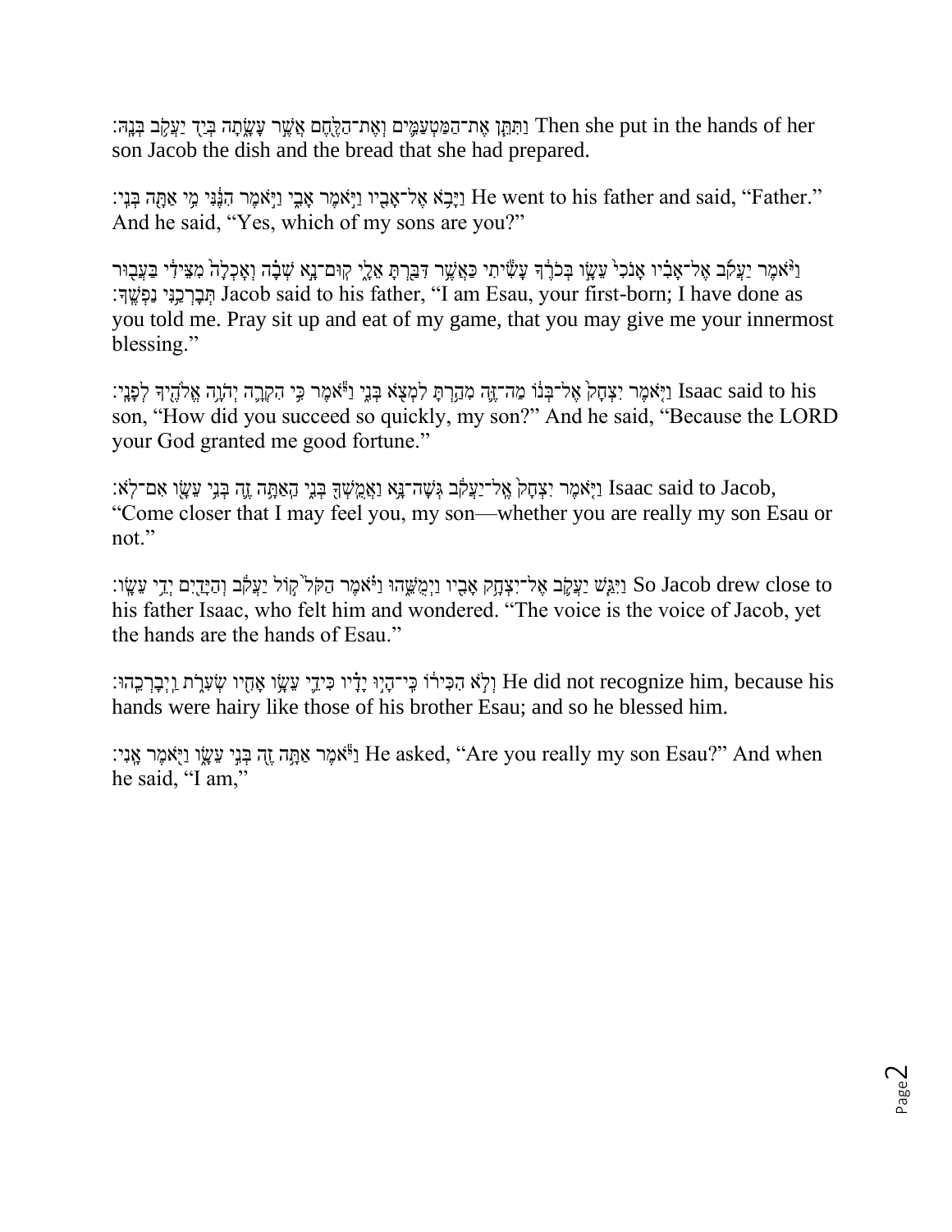וַתִּתֵּ֧ן אֶת־הַמַּטְעַמִּ֛ים וְאֶת־הַלֶּ֖חֶם אֲשֶׁ֣ר עָשָׂ֑תָה בְּיַ֖ד יַעֲקֹ֥ב בְּנָֽהּ׃ Then she put in the hands of her son Jacob the dish and the bread that she had prepared.

וַיָּבֹ֥א אֶל־אָבִ֖יו וַיֹּ֣אמֶר אָבִ֑י וַיֹּ֣אמֶר הִנֶּ֔נִּי מִ֥י אַתָּ֖ה בְּנִֽי׃ He went to his father and said, "Father." And he said, "Yes, which of my sons are you?"

וַיֹּ֨אמֶר יַעֲקֹ֜ב אֶל־אָבִ֗יו אָנֹכִי֙ עֵשָׂ֣ו בְּכֹרֶ֔ךָ עָשִׂ֕יתִי כַּאֲשֶׁ֥ר דִּבַּ֖רְתָּ אֵלָ֑י קֽוּם־נָ֣א שְׁבָ֗ה וְאָכְלָה֙ מִצֵּידִ֔י בַּעֲב֖וּר תְּבָרְכַ֥נִּי נַפְשֶֽׁךָ׃ Jacob said to his father, "I am Esau, your first-born; I have done as you told me. Pray sit up and eat of my game, that you may give me your innermost blessing."

וַיֹּ֤אמֶר יִצְחָק֙ אֶל־בְּנ֔וֹ מַה־זֶּ֛ה מִהַ֥רְתָּ לִמְצֹ֖א בְּנִ֑י וַיֹּ֕אמֶר כִּ֥י הִקְרָ֛ה יְהוָ֥ה אֱלֹהֶ֖יךָ לְפָנָֽי׃ Isaac said to his son, "How did you succeed so quickly, my son?" And he said, "Because the LORD your God granted me good fortune."

וַיֹּ֤אמֶר יִצְחָק֙ אֶֽל־יַעֲקֹ֔ב גְּשָׁה־נָּ֥א וַאֲמֻשְׁךָ֖ בְּנִ֑י הַאַתָּ֥ה זֶ֛ה בְּנִ֥י עֵשָׂ֖ו אִם־לֹֽא׃ Isaac said to Jacob, "Come closer that I may feel you, my son—whether you are really my son Esau or not."

וַיִּגַּ֧שׁ יַעֲקֹ֛ב אֶל־יִצְחָ֥ק אָבִ֖יו וַיְמֻשֵּׁ֑הוּ וַיֹּ֗אמֶר הַקֹּל֙ ק֣וֹל יַעֲקֹ֔ב וְהַיָּדַ֖יִם יְדֵ֥י עֵשָֽׂו׃ So Jacob drew close to his father Isaac, who felt him and wondered. "The voice is the voice of Jacob, yet the hands are the hands of Esau."

וְלֹ֣א הִכִּיר֔וֹ כִּֽי־הָי֣וּ יָדָ֗יו כִּידֵ֛י עֵשָׂ֥ו אָחִ֖יו שְׂעִרֹ֑ת וַֽיְבָרְכֵֽהוּ׃ He did not recognize him, because his hands were hairy like those of his brother Esau; and so he blessed him.

וַיֹּ֕אמֶר אַתָּ֥ה זֶ֖ה בְּנִ֣י עֵשָׂ֑ו וַיֹּ֖אמֶר אָֽנִי׃ He asked, "Are you really my son Esau?" And when he said, "I am,"